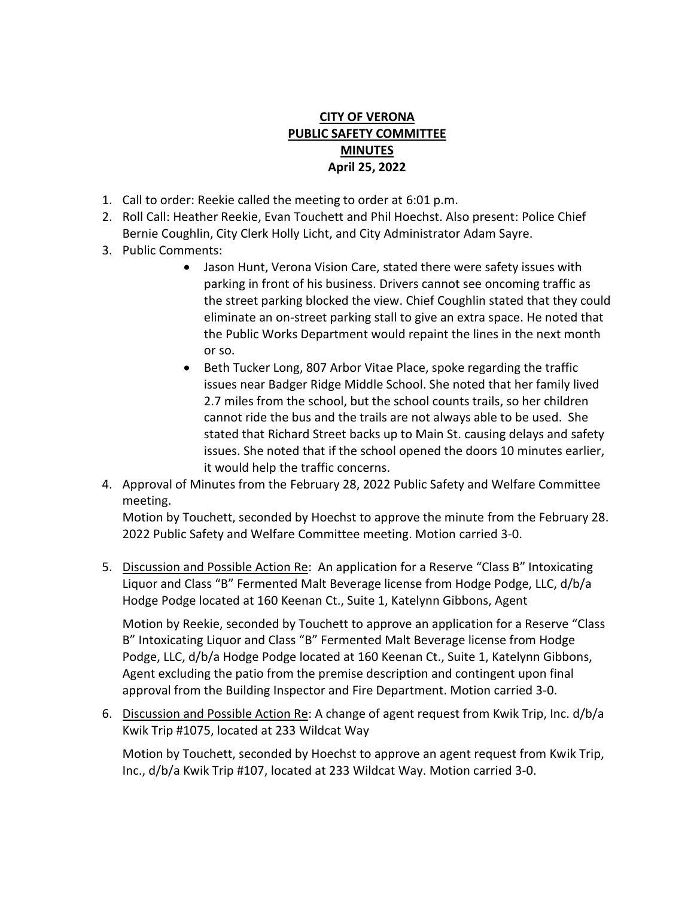**CITY OF VERONA**
**PUBLIC SAFETY COMMITTEE**
**MINUTES**
**April 25, 2022**

1. Call to order: Reekie called the meeting to order at 6:01 p.m.
2. Roll Call: Heather Reekie, Evan Touchett and Phil Hoechst. Also present: Police Chief Bernie Coughlin, City Clerk Holly Licht, and City Administrator Adam Sayre.
3. Public Comments:
   - Jason Hunt, Verona Vision Care, stated there were safety issues with parking in front of his business. Drivers cannot see oncoming traffic as the street parking blocked the view. Chief Coughlin stated that they could eliminate an on-street parking stall to give an extra space. He noted that the Public Works Department would repaint the lines in the next month or so.
   - Beth Tucker Long, 807 Arbor Vitae Place, spoke regarding the traffic issues near Badger Ridge Middle School. She noted that her family lived 2.7 miles from the school, but the school counts trails, so her children cannot ride the bus and the trails are not always able to be used. She stated that Richard Street backs up to Main St. causing delays and safety issues. She noted that if the school opened the doors 10 minutes earlier, it would help the traffic concerns.
4. Approval of Minutes from the February 28, 2022 Public Safety and Welfare Committee meeting.

   Motion by Touchett, seconded by Hoechst to approve the minute from the February 28. 2022 Public Safety and Welfare Committee meeting. Motion carried 3-0.

5. Discussion and Possible Action Re: An application for a Reserve "Class B" Intoxicating Liquor and Class "B" Fermented Malt Beverage license from Hodge Podge, LLC, d/b/a Hodge Podge located at 160 Keenan Ct., Suite 1, Katelynn Gibbons, Agent

   Motion by Reekie, seconded by Touchett to approve an application for a Reserve "Class B" Intoxicating Liquor and Class "B" Fermented Malt Beverage license from Hodge Podge, LLC, d/b/a Hodge Podge located at 160 Keenan Ct., Suite 1, Katelynn Gibbons, Agent excluding the patio from the premise description and contingent upon final approval from the Building Inspector and Fire Department. Motion carried 3-0.

6. Discussion and Possible Action Re: A change of agent request from Kwik Trip, Inc. d/b/a Kwik Trip #1075, located at 233 Wildcat Way

   Motion by Touchett, seconded by Hoechst to approve an agent request from Kwik Trip, Inc., d/b/a Kwik Trip #107, located at 233 Wildcat Way. Motion carried 3-0.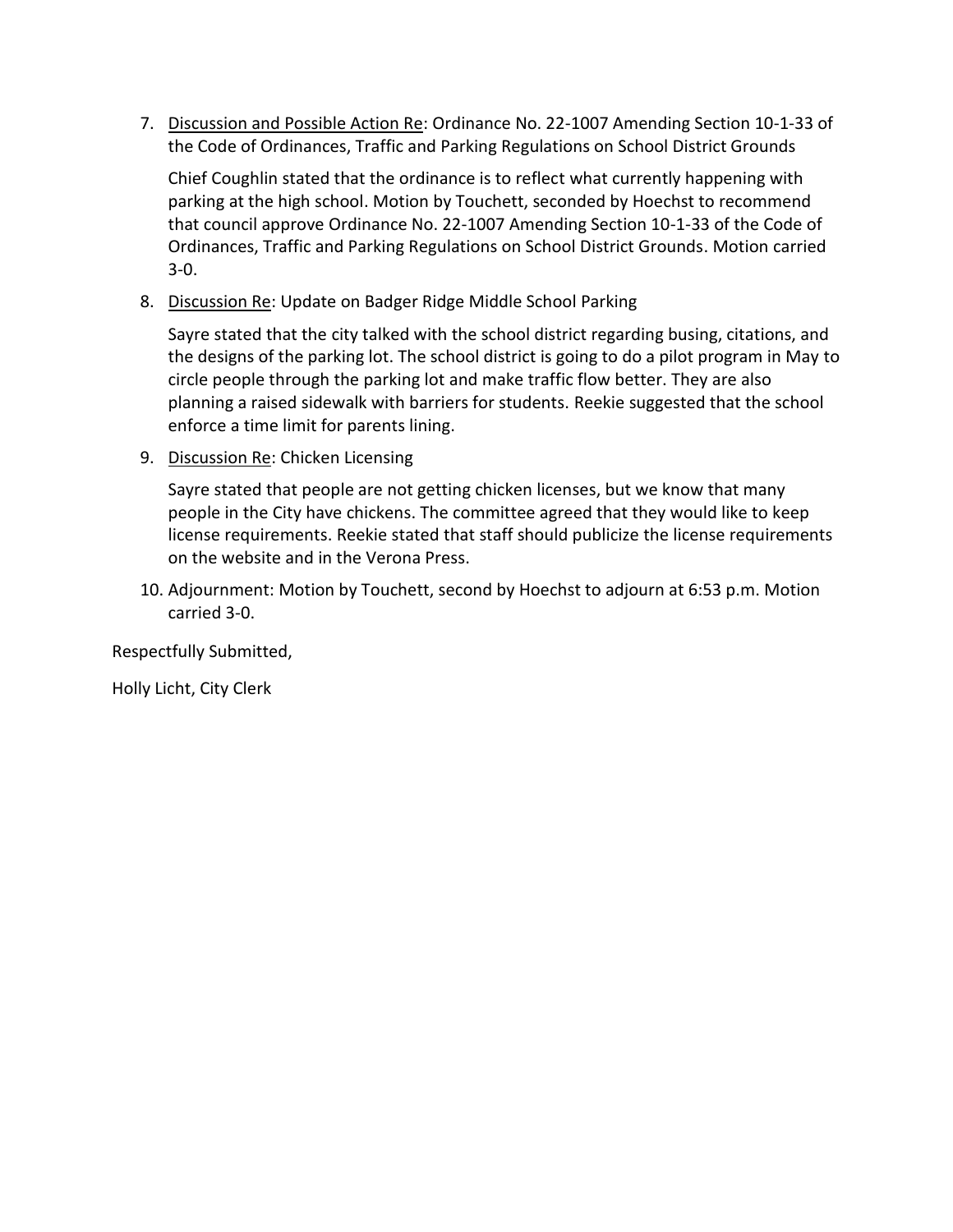7. <u>Discussion and Possible Action Re</u>: Ordinance No. 22-1007 Amending Section 10-1-33 of the Code of Ordinances, Traffic and Parking Regulations on School District Grounds

   Chief Coughlin stated that the ordinance is to reflect what currently happening with parking at the high school. Motion by Touchett, seconded by Hoechst to recommend that council approve Ordinance No. 22-1007 Amending Section 10-1-33 of the Code of Ordinances, Traffic and Parking Regulations on School District Grounds. Motion carried 3-0.

8. <u>Discussion Re</u>: Update on Badger Ridge Middle School Parking

   Sayre stated that the city talked with the school district regarding busing, citations, and the designs of the parking lot. The school district is going to do a pilot program in May to circle people through the parking lot and make traffic flow better. They are also planning a raised sidewalk with barriers for students. Reekie suggested that the school enforce a time limit for parents lining.

9. <u>Discussion Re</u>: Chicken Licensing

   Sayre stated that people are not getting chicken licenses, but we know that many people in the City have chickens. The committee agreed that they would like to keep license requirements. Reekie stated that staff should publicize the license requirements on the website and in the Verona Press.

10. Adjournment: Motion by Touchett, second by Hoechst to adjourn at 6:53 p.m. Motion carried 3-0.

Respectfully Submitted,

Holly Licht, City Clerk